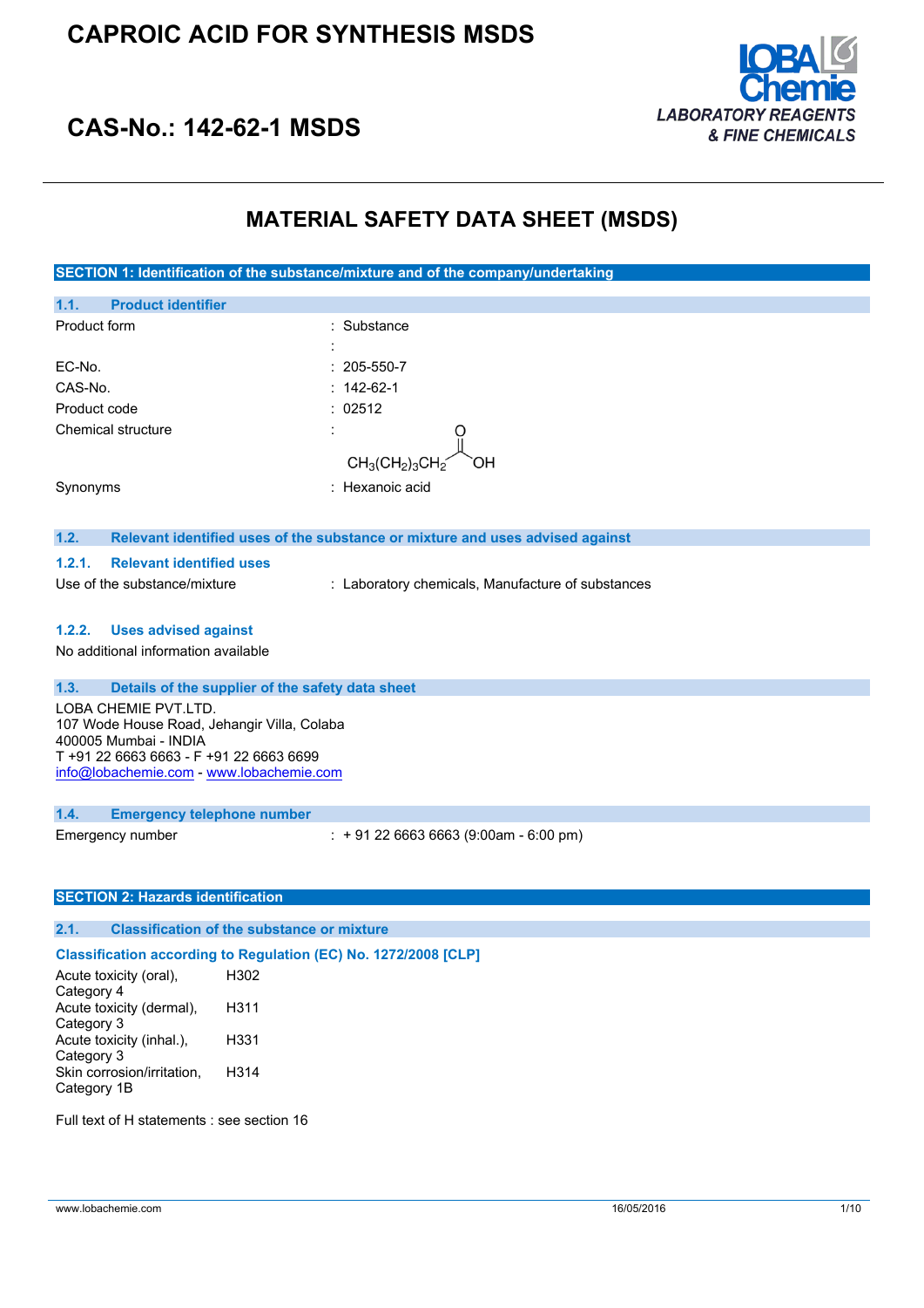# CAPROIC ACID FOR SYNTHESIS MSDS

## CAS-No.: 142-62-1 MSDS

LOBA Chemie
*LABORATORY REAGENTS & FINE CHEMICALS*

# MATERIAL SAFETY DATA SHEET (MSDS)

## SECTION 1: Identification of the substance/mixture and of the company/undertaking

### 1.1. Product identifier

| | |
|---|---|
| Product form | : Substance |
| | : |
| EC-No. | : 205-550-7 |
| CAS-No. | : 142-62-1 |
| Product code | : 02512 |
| Chemical structure | : $CH_3(CH_2)_3CH_2C(=O)OH$ |
| Synonyms | : Hexanoic acid |

### 1.2. Relevant identified uses of the substance or mixture and uses advised against

#### 1.2.1. Relevant identified uses

| | |
|---|---|
| Use of the substance/mixture | : Laboratory chemicals, Manufacture of substances |

#### 1.2.2. Uses advised against

No additional information available

### 1.3. Details of the supplier of the safety data sheet

LOBA CHEMIE PVT.LTD.
107 Wode House Road, Jehangir Villa, Colaba
400005 Mumbai - INDIA
T +91 22 6663 6663 - F +91 22 6663 6699
info@lobachemie.com - www.lobachemie.com

### 1.4. Emergency telephone number

| | |
|---|---|
| Emergency number | : + 91 22 6663 6663 (9:00am - 6:00 pm) |

## SECTION 2: Hazards identification

### 2.1. Classification of the substance or mixture

**Classification according to Regulation (EC) No. 1272/2008 [CLP]**

| | |
|---|---|
| Acute toxicity (oral), Category 4 | H302 |
| Acute toxicity (dermal), Category 3 | H311 |
| Acute toxicity (inhal.), Category 3 | H331 |
| Skin corrosion/irritation, Category 1B | H314 |

Full text of H statements : see section 16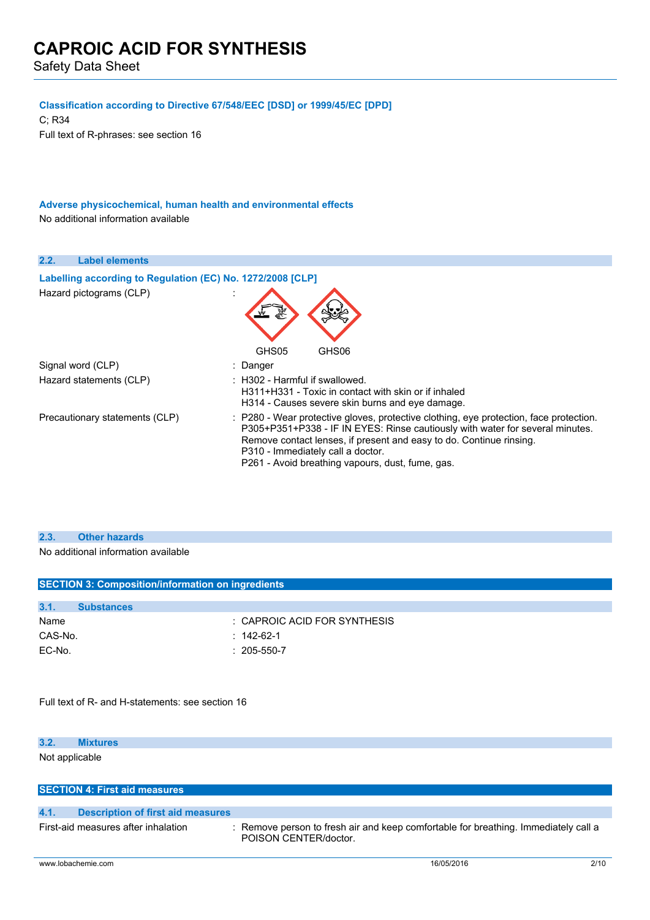**Classification according to Directive 67/548/EEC [DSD] or 1999/45/EC [DPD]**

C; R34

Full text of R-phrases: see section 16

**Adverse physicochemical, human health and environmental effects**

No additional information available

### 2.2. Label elements

**Labelling according to Regulation (EC) No. 1272/2008 [CLP]**

Hazard pictograms (CLP) :

GHS05 GHS06

Signal word (CLP) : Danger

Hazard statements (CLP) :
- H302 - Harmful if swallowed.
- H311+H331 - Toxic in contact with skin or if inhaled
- H314 - Causes severe skin burns and eye damage.

Precautionary statements (CLP) :
- P280 - Wear protective gloves, protective clothing, eye protection, face protection.
- P305+P351+P338 - IF IN EYES: Rinse cautiously with water for several minutes. Remove contact lenses, if present and easy to do. Continue rinsing.
- P310 - Immediately call a doctor.
- P261 - Avoid breathing vapours, dust, fume, gas.

### 2.3. Other hazards

No additional information available

## SECTION 3: Composition/information on ingredients

### 3.1. Substances

Name : CAPROIC ACID FOR SYNTHESIS

CAS-No. : 142-62-1

EC-No. : 205-550-7

Full text of R- and H-statements: see section 16

### 3.2. Mixtures

Not applicable

## SECTION 4: First aid measures

### 4.1. Description of first aid measures

First-aid measures after inhalation : Remove person to fresh air and keep comfortable for breathing. Immediately call a POISON CENTER/doctor.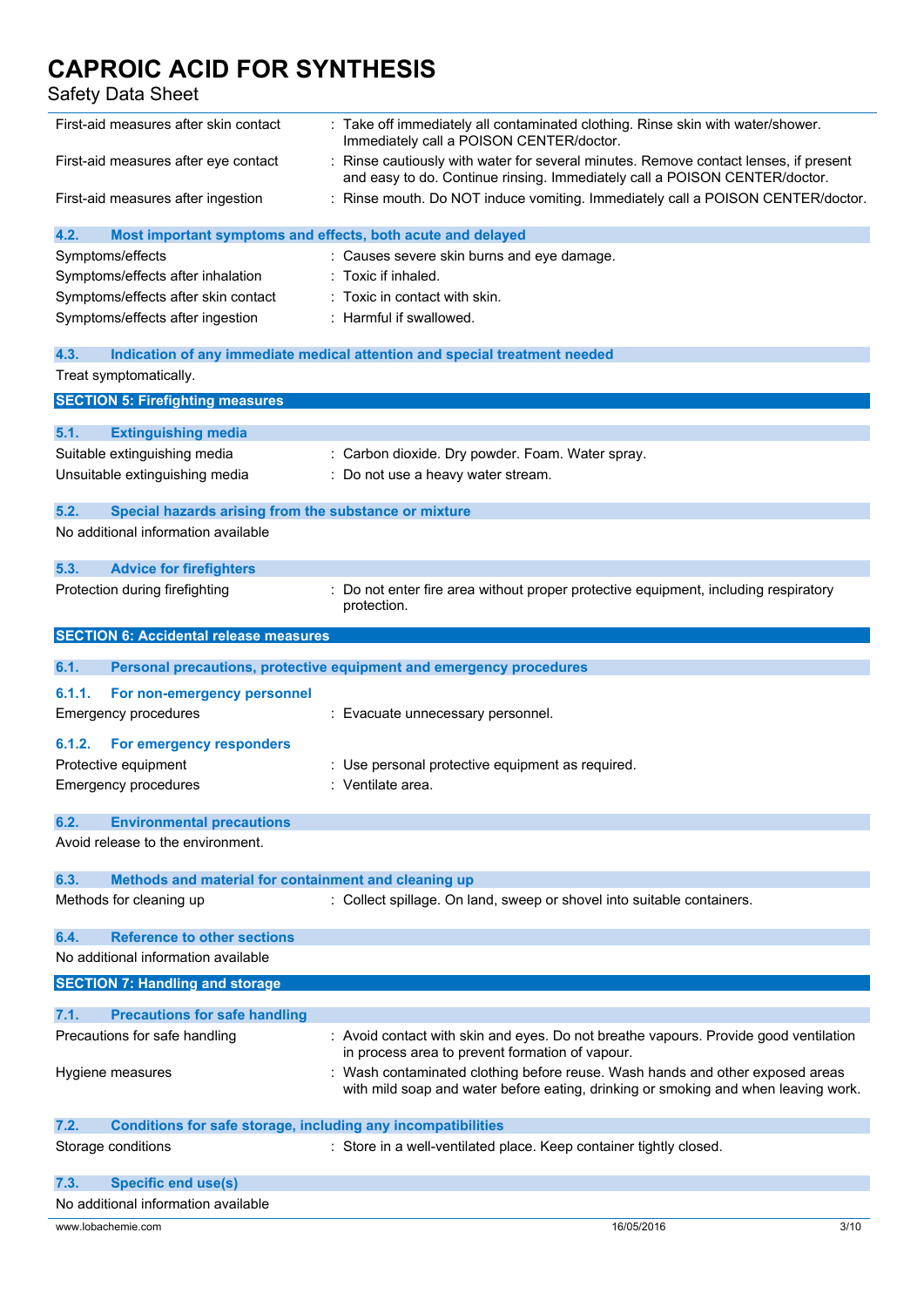| | |
|---|---|
| First-aid measures after skin contact | : Take off immediately all contaminated clothing. Rinse skin with water/shower. Immediately call a POISON CENTER/doctor. |
| First-aid measures after eye contact | : Rinse cautiously with water for several minutes. Remove contact lenses, if present and easy to do. Continue rinsing. Immediately call a POISON CENTER/doctor. |
| First-aid measures after ingestion | : Rinse mouth. Do NOT induce vomiting. Immediately call a POISON CENTER/doctor. |

### 4.2. Most important symptoms and effects, both acute and delayed

| | |
|---|---|
| Symptoms/effects | : Causes severe skin burns and eye damage. |
| Symptoms/effects after inhalation | : Toxic if inhaled. |
| Symptoms/effects after skin contact | : Toxic in contact with skin. |
| Symptoms/effects after ingestion | : Harmful if swallowed. |

### 4.3. Indication of any immediate medical attention and special treatment needed

Treat symptomatically.

## SECTION 5: Firefighting measures

### 5.1. Extinguishing media

| | |
|---|---|
| Suitable extinguishing media | : Carbon dioxide. Dry powder. Foam. Water spray. |
| Unsuitable extinguishing media | : Do not use a heavy water stream. |

### 5.2. Special hazards arising from the substance or mixture

No additional information available

### 5.3. Advice for firefighters

| | |
|---|---|
| Protection during firefighting | : Do not enter fire area without proper protective equipment, including respiratory protection. |

## SECTION 6: Accidental release measures

### 6.1. Personal precautions, protective equipment and emergency procedures

#### 6.1.1. For non-emergency personnel

| | |
|---|---|
| Emergency procedures | : Evacuate unnecessary personnel. |

#### 6.1.2. For emergency responders

| | |
|---|---|
| Protective equipment | : Use personal protective equipment as required. |
| Emergency procedures | : Ventilate area. |

### 6.2. Environmental precautions

Avoid release to the environment.

### 6.3. Methods and material for containment and cleaning up

| | |
|---|---|
| Methods for cleaning up | : Collect spillage. On land, sweep or shovel into suitable containers. |

### 6.4. Reference to other sections

No additional information available

## SECTION 7: Handling and storage

### 7.1. Precautions for safe handling

| | |
|---|---|
| Precautions for safe handling | : Avoid contact with skin and eyes. Do not breathe vapours. Provide good ventilation in process area to prevent formation of vapour. |
| Hygiene measures | : Wash contaminated clothing before reuse. Wash hands and other exposed areas with mild soap and water before eating, drinking or smoking and when leaving work. |

### 7.2. Conditions for safe storage, including any incompatibilities

| | |
|---|---|
| Storage conditions | : Store in a well-ventilated place. Keep container tightly closed. |

### 7.3. Specific end use(s)

No additional information available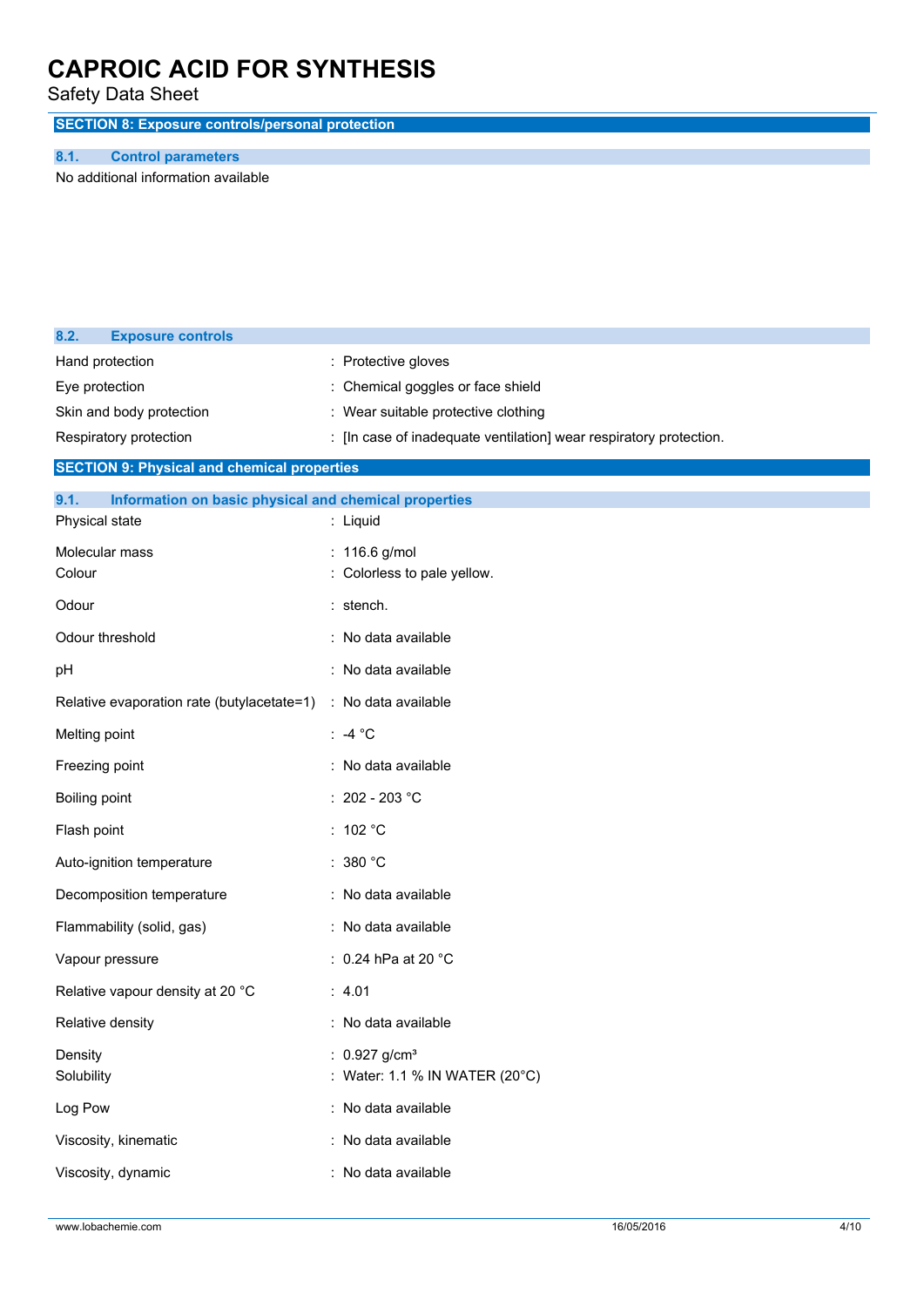## SECTION 8: Exposure controls/personal protection

### 8.1. Control parameters

No additional information available

### 8.2. Exposure controls

| | |
|---|---|
| Hand protection | : Protective gloves |
| Eye protection | : Chemical goggles or face shield |
| Skin and body protection | : Wear suitable protective clothing |
| Respiratory protection | : [In case of inadequate ventilation] wear respiratory protection. |

## SECTION 9: Physical and chemical properties

### 9.1. Information on basic physical and chemical properties

| | |
|---|---|
| Physical state | : Liquid |
| Molecular mass | : 116.6 g/mol |
| Colour | : Colorless to pale yellow. |
| Odour | : stench. |
| Odour threshold | : No data available |
| pH | : No data available |
| Relative evaporation rate (butylacetate=1) | : No data available |
| Melting point | : -4 °C |
| Freezing point | : No data available |
| Boiling point | : 202 - 203 °C |
| Flash point | : 102 °C |
| Auto-ignition temperature | : 380 °C |
| Decomposition temperature | : No data available |
| Flammability (solid, gas) | : No data available |
| Vapour pressure | : 0.24 hPa at 20 °C |
| Relative vapour density at 20 °C | : 4.01 |
| Relative density | : No data available |
| Density | : 0.927 g/cm³ |
| Solubility | : Water: 1.1 % IN WATER (20°C) |
| Log Pow | : No data available |
| Viscosity, kinematic | : No data available |
| Viscosity, dynamic | : No data available |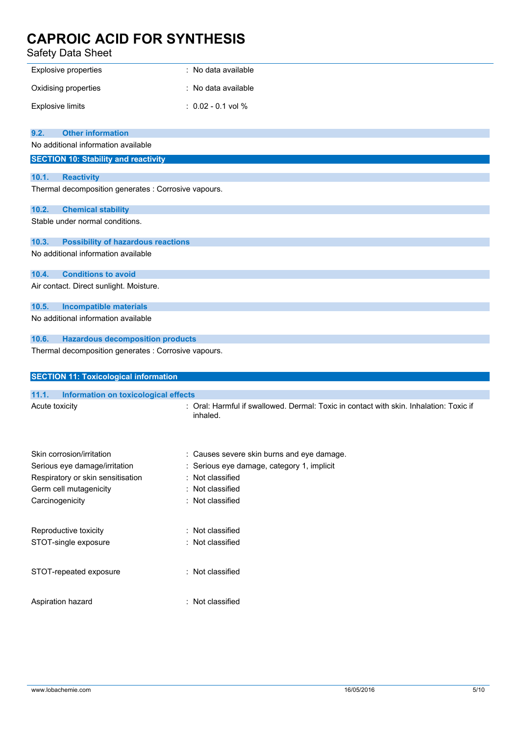| | |
|---|---|
| Explosive properties | : No data available |
| Oxidising properties | : No data available |
| Explosive limits | : 0.02 - 0.1 vol % |

### 9.2. Other information

No additional information available

## SECTION 10: Stability and reactivity

### 10.1. Reactivity

Thermal decomposition generates : Corrosive vapours.

### 10.2. Chemical stability

Stable under normal conditions.

### 10.3. Possibility of hazardous reactions

No additional information available

### 10.4. Conditions to avoid

Air contact. Direct sunlight. Moisture.

### 10.5. Incompatible materials

No additional information available

### 10.6. Hazardous decomposition products

Thermal decomposition generates : Corrosive vapours.

## SECTION 11: Toxicological information

### 11.1. Information on toxicological effects

| | |
|---|---|
| Acute toxicity | : Oral: Harmful if swallowed. Dermal: Toxic in contact with skin. Inhalation: Toxic if inhaled. |
| Skin corrosion/irritation | : Causes severe skin burns and eye damage. |
| Serious eye damage/irritation | : Serious eye damage, category 1, implicit |
| Respiratory or skin sensitisation | : Not classified |
| Germ cell mutagenicity | : Not classified |
| Carcinogenicity | : Not classified |
| Reproductive toxicity | : Not classified |
| STOT-single exposure | : Not classified |
| STOT-repeated exposure | : Not classified |
| Aspiration hazard | : Not classified |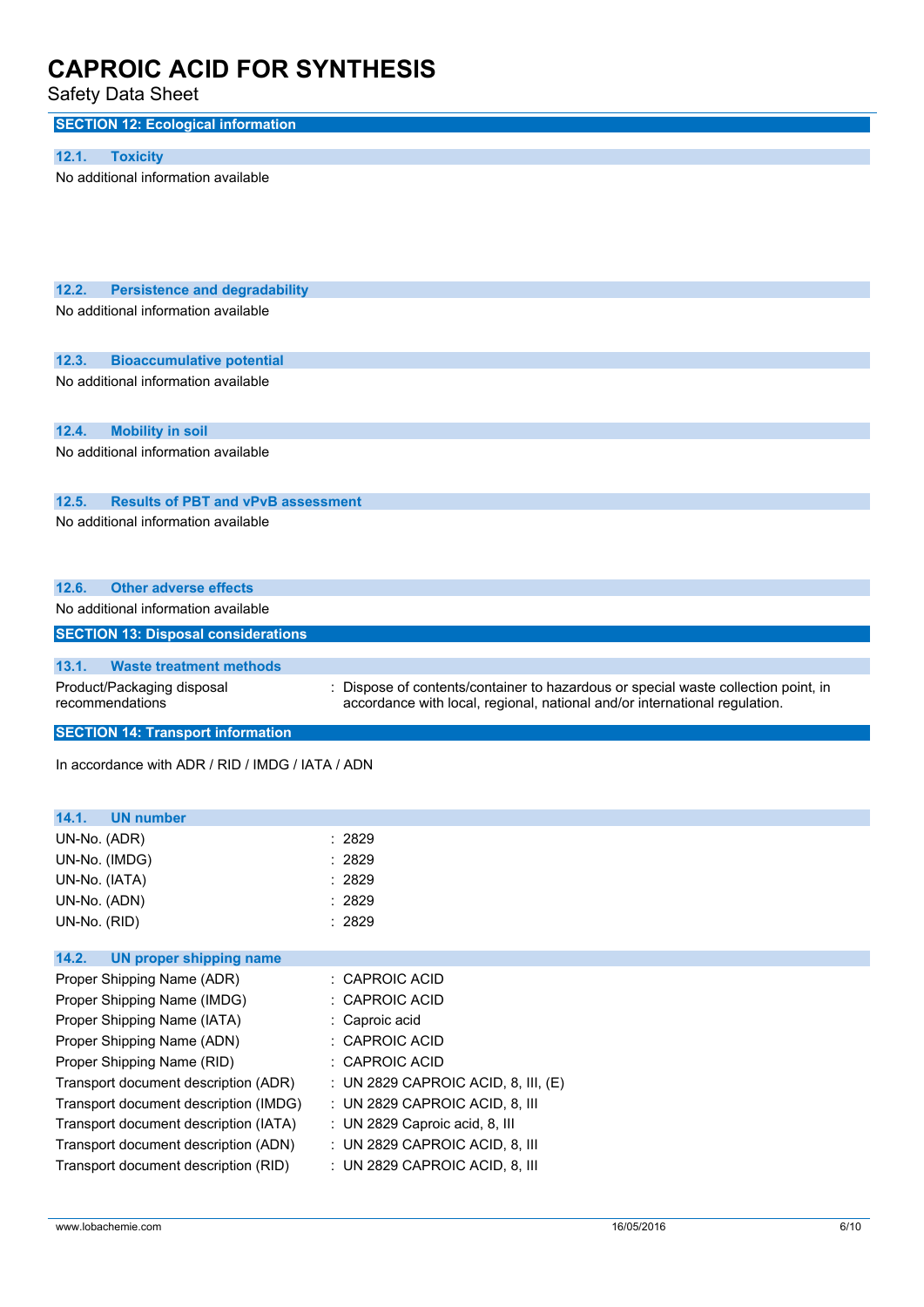## SECTION 12: Ecological information

### 12.1. Toxicity

No additional information available

### 12.2. Persistence and degradability

No additional information available

### 12.3. Bioaccumulative potential

No additional information available

### 12.4. Mobility in soil

No additional information available

### 12.5. Results of PBT and vPvB assessment

No additional information available

### 12.6. Other adverse effects

No additional information available

## SECTION 13: Disposal considerations

### 13.1. Waste treatment methods

| | |
|---|---|
| Product/Packaging disposal recommendations | : Dispose of contents/container to hazardous or special waste collection point, in accordance with local, regional, national and/or international regulation. |

## SECTION 14: Transport information

In accordance with ADR / RID / IMDG / IATA / ADN

### 14.1. UN number

| | |
|---|---|
| UN-No. (ADR) | : 2829 |
| UN-No. (IMDG) | : 2829 |
| UN-No. (IATA) | : 2829 |
| UN-No. (ADN) | : 2829 |
| UN-No. (RID) | : 2829 |

### 14.2. UN proper shipping name

| | |
|---|---|
| Proper Shipping Name (ADR) | : CAPROIC ACID |
| Proper Shipping Name (IMDG) | : CAPROIC ACID |
| Proper Shipping Name (IATA) | : Caproic acid |
| Proper Shipping Name (ADN) | : CAPROIC ACID |
| Proper Shipping Name (RID) | : CAPROIC ACID |
| Transport document description (ADR) | : UN 2829 CAPROIC ACID, 8, III, (E) |
| Transport document description (IMDG) | : UN 2829 CAPROIC ACID, 8, III |
| Transport document description (IATA) | : UN 2829 Caproic acid, 8, III |
| Transport document description (ADN) | : UN 2829 CAPROIC ACID, 8, III |
| Transport document description (RID) | : UN 2829 CAPROIC ACID, 8, III |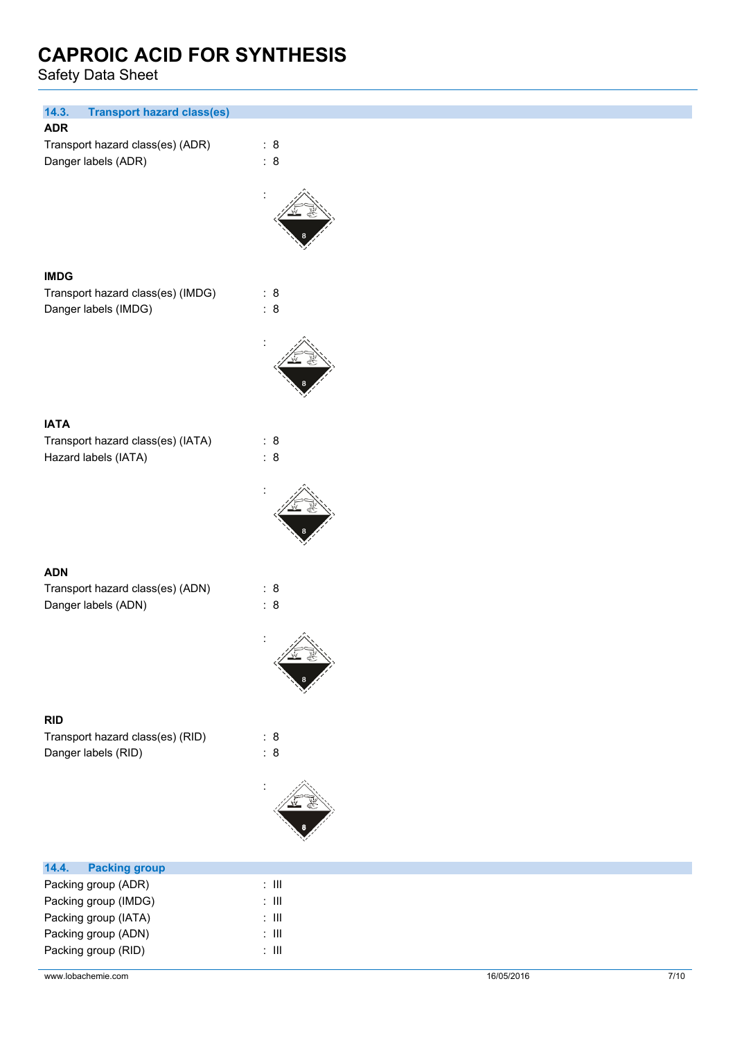# CAPROIC ACID FOR SYNTHESIS

Safety Data Sheet

### 14.3. Transport hazard class(es)

**ADR**

| | |
|---|---|
| Transport hazard class(es) (ADR) | : 8 |
| Danger labels (ADR) | : 8 |
| | : |

**IMDG**

| | |
|---|---|
| Transport hazard class(es) (IMDG) | : 8 |
| Danger labels (IMDG) | : 8 |
| | : |

**IATA**

| | |
|---|---|
| Transport hazard class(es) (IATA) | : 8 |
| Hazard labels (IATA) | : 8 |
| | : |

**ADN**

| | |
|---|---|
| Transport hazard class(es) (ADN) | : 8 |
| Danger labels (ADN) | : 8 |
| | : |

**RID**

| | |
|---|---|
| Transport hazard class(es) (RID) | : 8 |
| Danger labels (RID) | : 8 |
| | : |

### 14.4. Packing group

| | |
|---|---|
| Packing group (ADR) | : III |
| Packing group (IMDG) | : III |
| Packing group (IATA) | : III |
| Packing group (ADN) | : III |
| Packing group (RID) | : III |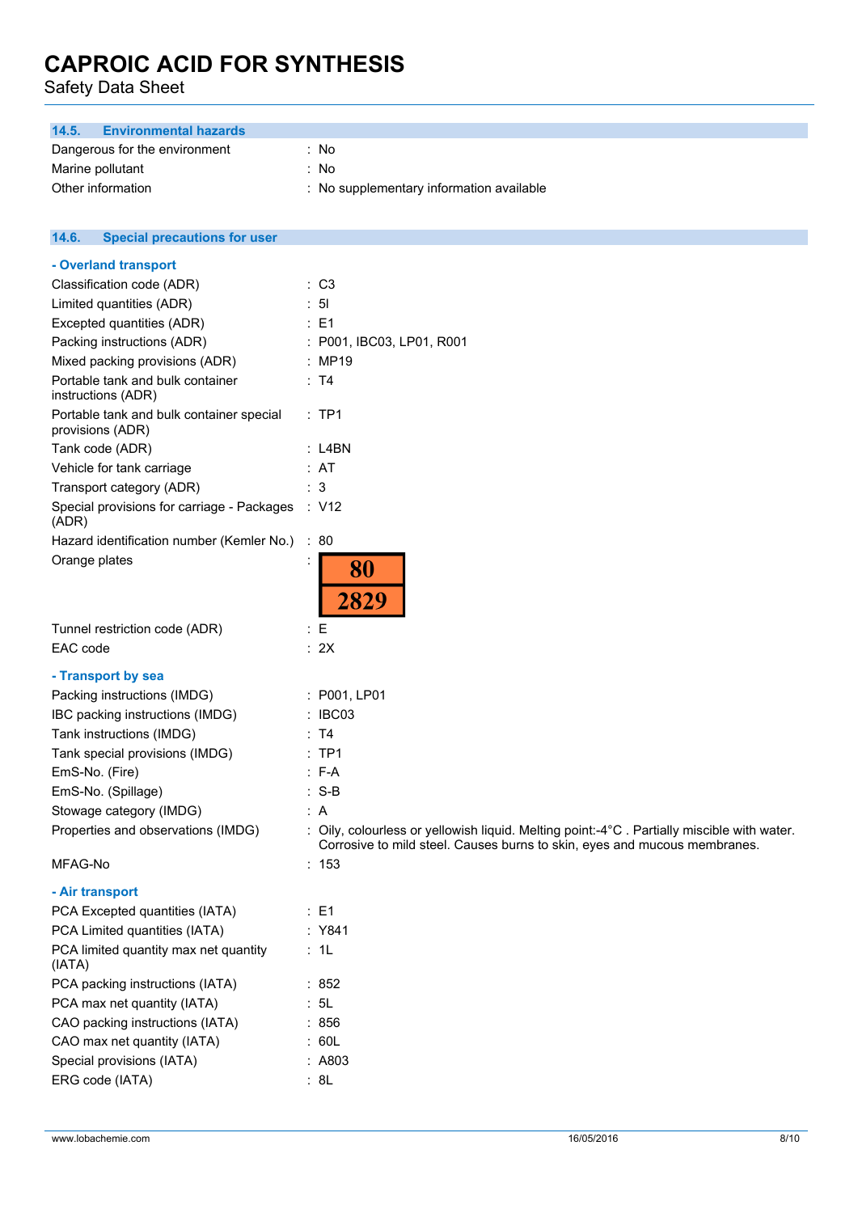### 14.5. Environmental hazards

| | |
|---|---|
| Dangerous for the environment | : No |
| Marine pollutant | : No |
| Other information | : No supplementary information available |

### 14.6. Special precautions for user

**- Overland transport**

| | |
|---|---|
| Classification code (ADR) | : C3 |
| Limited quantities (ADR) | : 5l |
| Excepted quantities (ADR) | : E1 |
| Packing instructions (ADR) | : P001, IBC03, LP01, R001 |
| Mixed packing provisions (ADR) | : MP19 |
| Portable tank and bulk container instructions (ADR) | : T4 |
| Portable tank and bulk container special provisions (ADR) | : TP1 |
| Tank code (ADR) | : L4BN |
| Vehicle for tank carriage | : AT |
| Transport category (ADR) | : 3 |
| Special provisions for carriage - Packages (ADR) | : V12 |
| Hazard identification number (Kemler No.) | : 80 |
| Orange plates | : 80 / 2829 |
| Tunnel restriction code (ADR) | : E |
| EAC code | : 2X |

**- Transport by sea**

| | |
|---|---|
| Packing instructions (IMDG) | : P001, LP01 |
| IBC packing instructions (IMDG) | : IBC03 |
| Tank instructions (IMDG) | : T4 |
| Tank special provisions (IMDG) | : TP1 |
| EmS-No. (Fire) | : F-A |
| EmS-No. (Spillage) | : S-B |
| Stowage category (IMDG) | : A |
| Properties and observations (IMDG) | : Oily, colourless or yellowish liquid. Melting point:-4°C . Partially miscible with water. Corrosive to mild steel. Causes burns to skin, eyes and mucous membranes. |
| MFAG-No | : 153 |

**- Air transport**

| | |
|---|---|
| PCA Excepted quantities (IATA) | : E1 |
| PCA Limited quantities (IATA) | : Y841 |
| PCA limited quantity max net quantity (IATA) | : 1L |
| PCA packing instructions (IATA) | : 852 |
| PCA max net quantity (IATA) | : 5L |
| CAO packing instructions (IATA) | : 856 |
| CAO max net quantity (IATA) | : 60L |
| Special provisions (IATA) | : A803 |
| ERG code (IATA) | : 8L |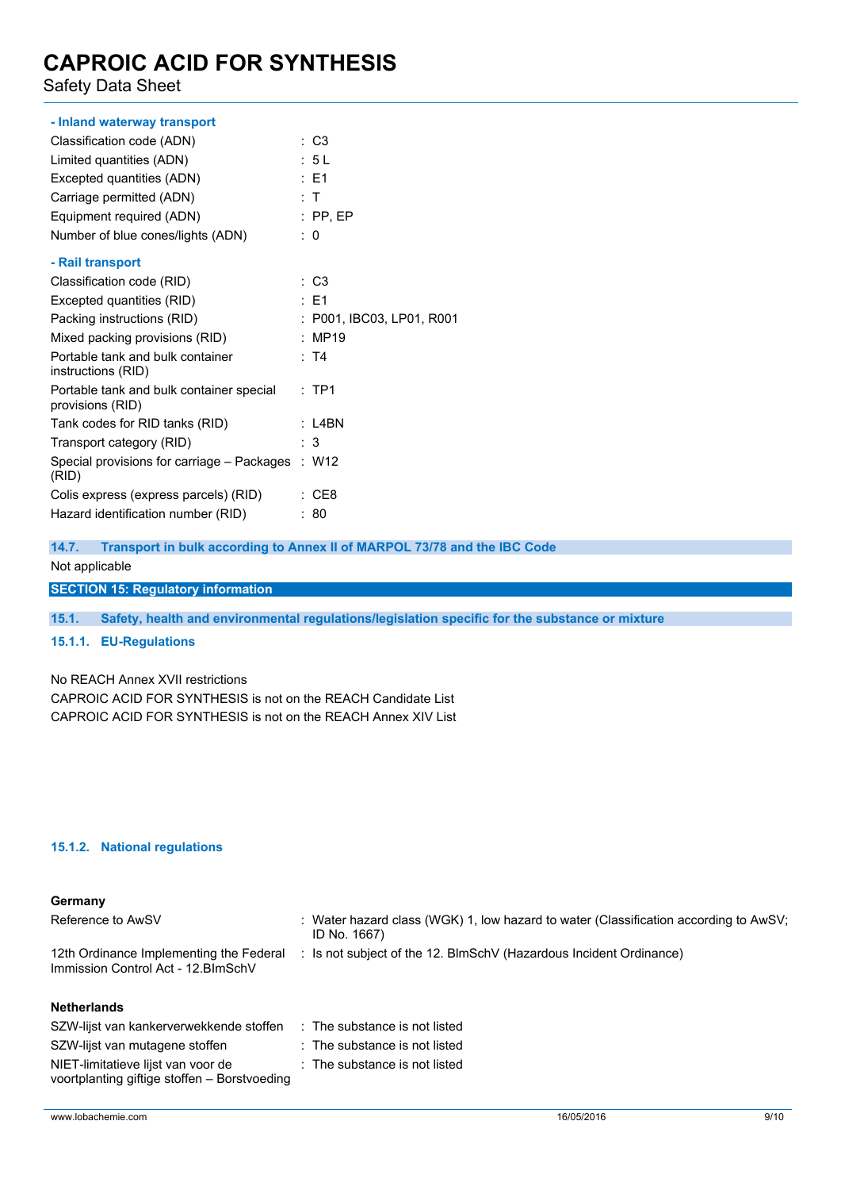**- Inland waterway transport**

| | |
|---|---|
| Classification code (ADN) | : C3 |
| Limited quantities (ADN) | : 5 L |
| Excepted quantities (ADN) | : E1 |
| Carriage permitted (ADN) | : T |
| Equipment required (ADN) | : PP, EP |
| Number of blue cones/lights (ADN) | : 0 |

**- Rail transport**

| | |
|---|---|
| Classification code (RID) | : C3 |
| Excepted quantities (RID) | : E1 |
| Packing instructions (RID) | : P001, IBC03, LP01, R001 |
| Mixed packing provisions (RID) | : MP19 |
| Portable tank and bulk container instructions (RID) | : T4 |
| Portable tank and bulk container special provisions (RID) | : TP1 |
| Tank codes for RID tanks (RID) | : L4BN |
| Transport category (RID) | : 3 |
| Special provisions for carriage – Packages (RID) | : W12 |
| Colis express (express parcels) (RID) | : CE8 |
| Hazard identification number (RID) | : 80 |

### 14.7. Transport in bulk according to Annex II of MARPOL 73/78 and the IBC Code

Not applicable

## SECTION 15: Regulatory information

### 15.1. Safety, health and environmental regulations/legislation specific for the substance or mixture

#### 15.1.1. EU-Regulations

No REACH Annex XVII restrictions

CAPROIC ACID FOR SYNTHESIS is not on the REACH Candidate List

CAPROIC ACID FOR SYNTHESIS is not on the REACH Annex XIV List

#### 15.1.2. National regulations

**Germany**

| | |
|---|---|
| Reference to AwSV | : Water hazard class (WGK) 1, low hazard to water (Classification according to AwSV; ID No. 1667) |
| 12th Ordinance Implementing the Federal Immission Control Act - 12.BImSchV | : Is not subject of the 12. BlmSchV (Hazardous Incident Ordinance) |

**Netherlands**

| | |
|---|---|
| SZW-lijst van kankerverwekkende stoffen | : The substance is not listed |
| SZW-lijst van mutagene stoffen | : The substance is not listed |
| NIET-limitatieve lijst van voor de voortplanting giftige stoffen – Borstvoeding | : The substance is not listed |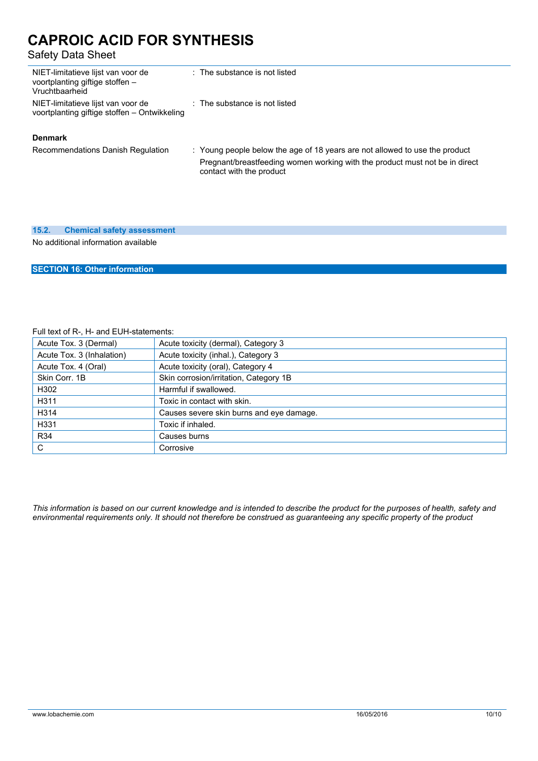| | |
|---|---|
| NIET-limitatieve lijst van voor de voortplanting giftige stoffen – Vruchtbaarheid | : The substance is not listed |
| NIET-limitatieve lijst van voor de voortplanting giftige stoffen – Ontwikkeling | : The substance is not listed |

**Denmark**

| | |
|---|---|
| Recommendations Danish Regulation | : Young people below the age of 18 years are not allowed to use the product<br>Pregnant/breastfeeding women working with the product must not be in direct contact with the product |

### 15.2. Chemical safety assessment

No additional information available

## SECTION 16: Other information

Full text of R-, H- and EUH-statements:

| | |
|---|---|
| Acute Tox. 3 (Dermal) | Acute toxicity (dermal), Category 3 |
| Acute Tox. 3 (Inhalation) | Acute toxicity (inhal.), Category 3 |
| Acute Tox. 4 (Oral) | Acute toxicity (oral), Category 4 |
| Skin Corr. 1B | Skin corrosion/irritation, Category 1B |
| H302 | Harmful if swallowed. |
| H311 | Toxic in contact with skin. |
| H314 | Causes severe skin burns and eye damage. |
| H331 | Toxic if inhaled. |
| R34 | Causes burns |
| C | Corrosive |

*This information is based on our current knowledge and is intended to describe the product for the purposes of health, safety and environmental requirements only. It should not therefore be construed as guaranteeing any specific property of the product*